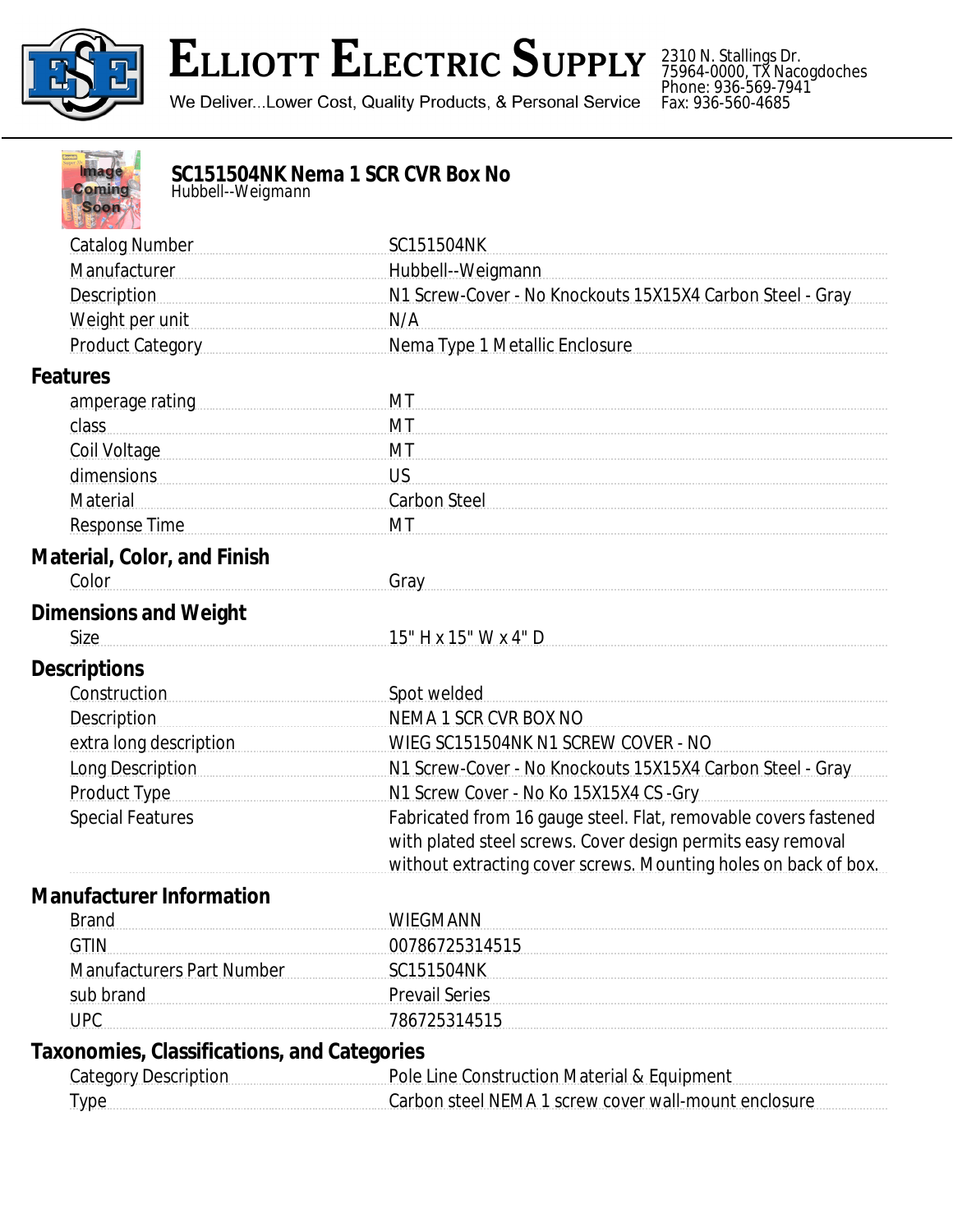# Elliott Electric Supply

We Deliver...Lower Cost, Quality Products, & Personal Service

2310 N. Stallings Dr.
75964-0000, TX Nacogdoches
Phone: 936-569-7941
Fax: 936-560-4685

## SC151504NK Nema 1 SCR CVR Box No

Hubbell--Weigmann

| | |
|---|---|
| Catalog Number | SC151504NK |
| Manufacturer | Hubbell--Weigmann |
| Description | N1 Screw-Cover - No Knockouts 15X15X4 Carbon Steel - Gray |
| Weight per unit | N/A |
| Product Category | Nema Type 1 Metallic Enclosure |

### Features

| | |
|---|---|
| amperage rating | MT |
| class | MT |
| Coil Voltage | MT |
| dimensions | US |
| Material | Carbon Steel |
| Response Time | MT |

### Material, Color, and Finish

| | |
|---|---|
| Color | Gray |

### Dimensions and Weight

| | |
|---|---|
| Size | 15" H x 15" W x 4" D |

### Descriptions

| | |
|---|---|
| Construction | Spot welded |
| Description | NEMA 1 SCR CVR BOX NO |
| extra long description | WIEG SC151504NK N1 SCREW COVER - NO |
| Long Description | N1 Screw-Cover - No Knockouts 15X15X4 Carbon Steel - Gray |
| Product Type | N1 Screw Cover - No Ko 15X15X4 CS -Gry |
| Special Features | Fabricated from 16 gauge steel. Flat, removable covers fastened with plated steel screws. Cover design permits easy removal without extracting cover screws. Mounting holes on back of box. |

### Manufacturer Information

| | |
|---|---|
| Brand | WIEGMANN |
| GTIN | 00786725314515 |
| Manufacturers Part Number | SC151504NK |
| sub brand | Prevail Series |
| UPC | 786725314515 |

### Taxonomies, Classifications, and Categories

| | |
|---|---|
| Category Description | Pole Line Construction Material & Equipment |
| Type | Carbon steel NEMA 1 screw cover wall-mount enclosure |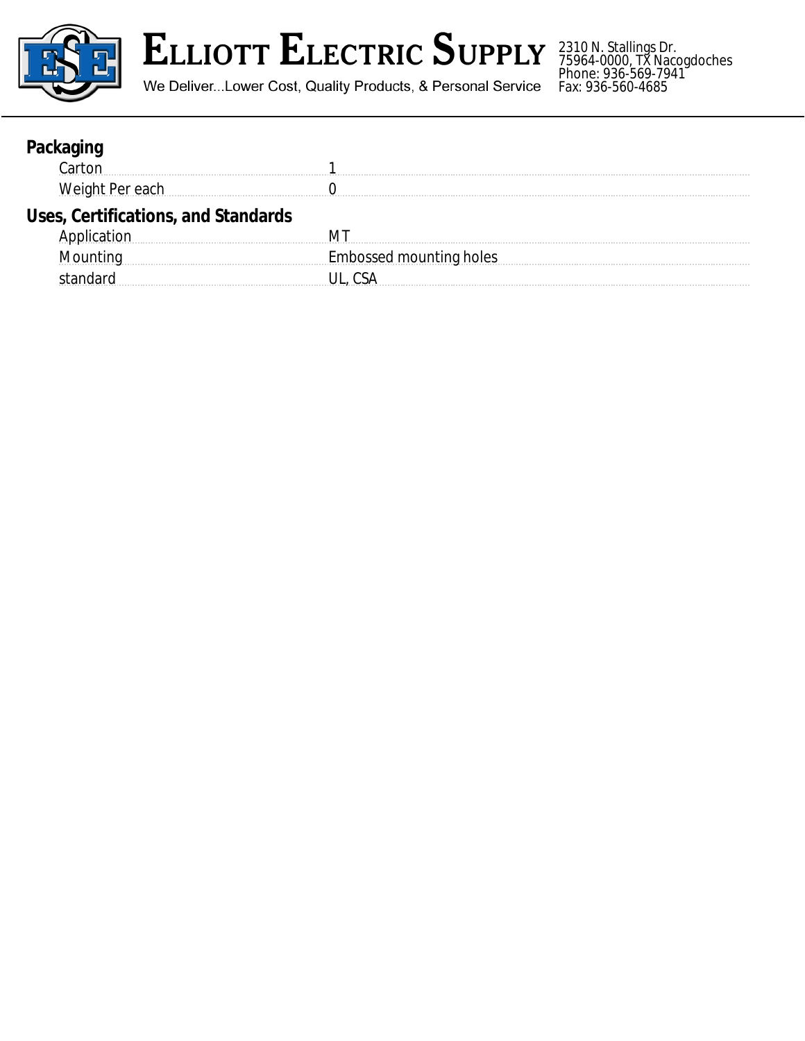## Packaging

| | |
|---|---|
| Carton | 1 |
| Weight Per each | 0 |

## Uses, Certifications, and Standards

| | |
|---|---|
| Application | MT |
| Mounting | Embossed mounting holes |
| standard | UL, CSA |